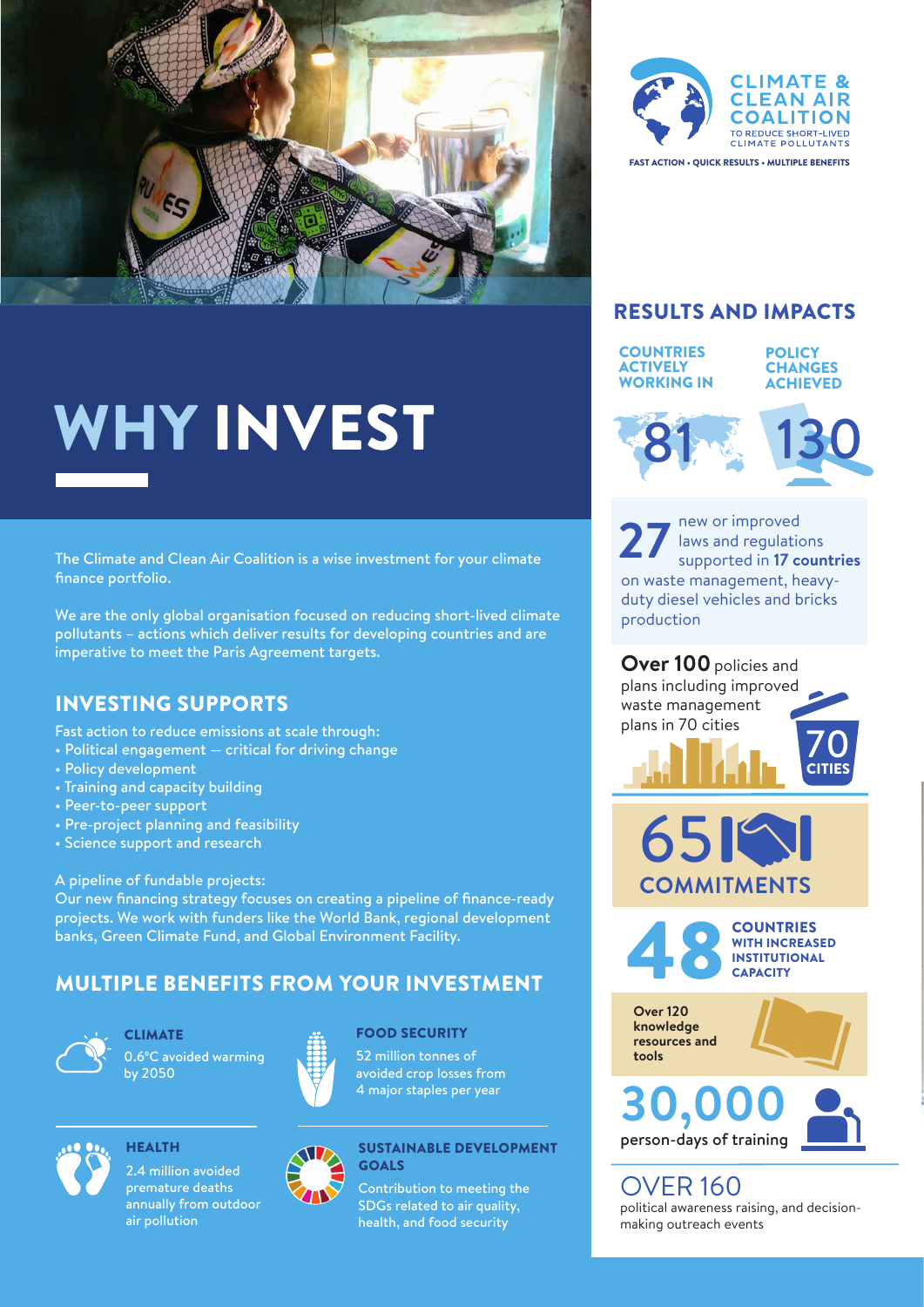CLIMATE & CLEAN AIR COALITION
TO REDUCE SHORT-LIVED CLIMATE POLLUTANTS

FAST ACTION • QUICK RESULTS • MULTIPLE BENEFITS

# WHY INVEST

The Climate and Clean Air Coalition is a wise investment for your climate finance portfolio.

We are the only global organisation focused on reducing short-lived climate pollutants – actions which deliver results for developing countries and are imperative to meet the Paris Agreement targets.

## INVESTING SUPPORTS

Fast action to reduce emissions at scale through:

- Political engagement — critical for driving change
- Policy development
- Training and capacity building
- Peer-to-peer support
- Pre-project planning and feasibility
- Science support and research

A pipeline of fundable projects:
Our new financing strategy focuses on creating a pipeline of finance-ready projects. We work with funders like the World Bank, regional development banks, Green Climate Fund, and Global Environment Facility.

## MULTIPLE BENEFITS FROM YOUR INVESTMENT

**CLIMATE**
0.6°C avoided warming by 2050

**FOOD SECURITY**
52 million tonnes of avoided crop losses from 4 major staples per year

**HEALTH**
2.4 million avoided premature deaths annually from outdoor air pollution

**SUSTAINABLE DEVELOPMENT GOALS**
Contribution to meeting the SDGs related to air quality, health, and food security

## RESULTS AND IMPACTS

**COUNTRIES ACTIVELY WORKING IN**
81

**POLICY CHANGES ACHIEVED**
130

**27** new or improved laws and regulations supported in **17 countries** on waste management, heavy-duty diesel vehicles and bricks production

**Over 100** policies and plans including improved waste management plans in 70 cities

70 CITIES

65 COMMITMENTS

**48 COUNTRIES WITH INCREASED INSTITUTIONAL CAPACITY**

**Over 120 knowledge resources and tools**

**30,000** person-days of training

OVER 160 political awareness raising, and decision-making outreach events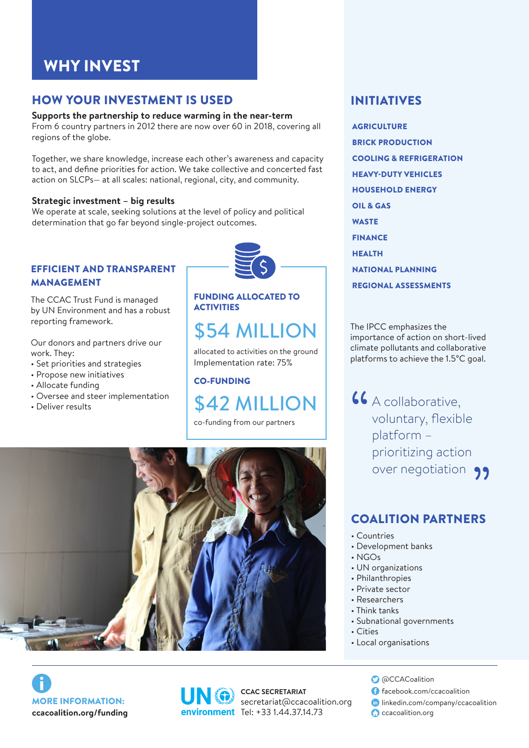# WHY INVEST

## HOW YOUR INVESTMENT IS USED

**Supports the partnership to reduce warming in the near-term**
From 6 country partners in 2012 there are now over 60 in 2018, covering all regions of the globe.

Together, we share knowledge, increase each other's awareness and capacity to act, and define priorities for action. We take collective and concerted fast action on SLCPs— at all scales: national, regional, city, and community.

**Strategic investment – big results**
We operate at scale, seeking solutions at the level of policy and political determination that go far beyond single-project outcomes.

### EFFICIENT AND TRANSPARENT MANAGEMENT

The CCAC Trust Fund is managed by UN Environment and has a robust reporting framework.

Our donors and partners drive our work. They:

- Set priorities and strategies
- Propose new initiatives
- Allocate funding
- Oversee and steer implementation
- Deliver results

### FUNDING ALLOCATED TO ACTIVITIES

**$54 MILLION**

allocated to activities on the ground
Implementation rate: 75%

### CO-FUNDING

**$42 MILLION**

co-funding from our partners

## INITIATIVES

- AGRICULTURE
- BRICK PRODUCTION
- COOLING & REFRIGERATION
- HEAVY-DUTY VEHICLES
- HOUSEHOLD ENERGY
- OIL & GAS
- WASTE
- FINANCE
- HEALTH
- NATIONAL PLANNING
- REGIONAL ASSESSMENTS

The IPCC emphasizes the importance of action on short-lived climate pollutants and collaborative platforms to achieve the 1.5°C goal.

> "A collaborative, voluntary, flexible platform – prioritizing action over negotiation"

## COALITION PARTNERS

- Countries
- Development banks
- NGOs
- UN organizations
- Philanthropies
- Private sector
- Researchers
- Think tanks
- Subnational governments
- Cities
- Local organisations

**MORE INFORMATION:**
**ccacoalition.org/funding**

UN environment

**CCAC SECRETARIAT**
secretariat@ccacoalition.org
Tel: +33 1.44.37.14.73

@CCACoalition
facebook.com/ccacoalition
linkedin.com/company/ccacoalition
ccacoalition.org